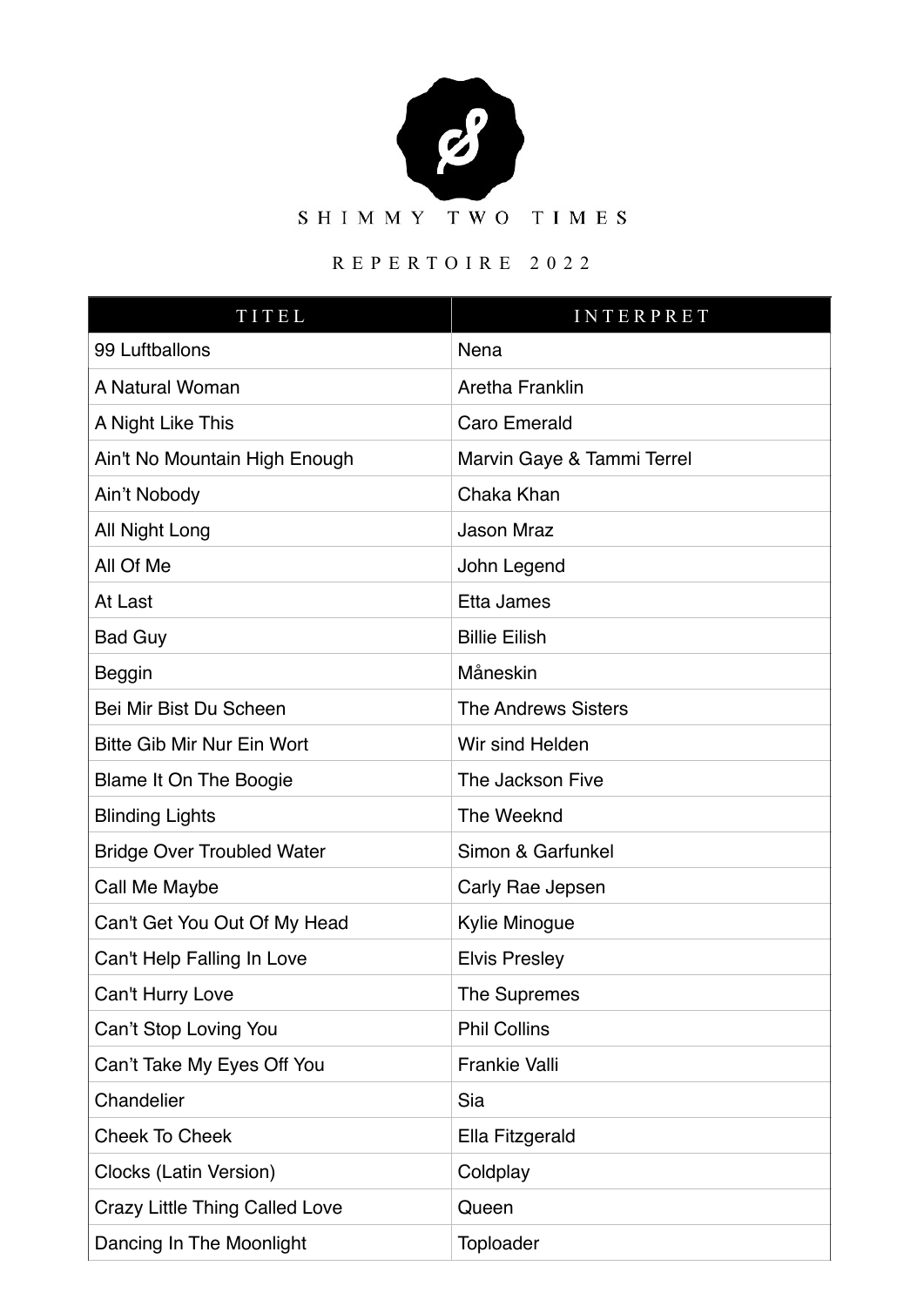# SHIMMY TWO TIMES

## REPERTOIRE 2022

| TITEL | INTERPRET |
|---|---|
| 99 Luftballons | Nena |
| A Natural Woman | Aretha Franklin |
| A Night Like This | Caro Emerald |
| Ain't No Mountain High Enough | Marvin Gaye & Tammi Terrel |
| Ain’t Nobody | Chaka Khan |
| All Night Long | Jason Mraz |
| All Of Me | John Legend |
| At Last | Etta James |
| Bad Guy | Billie Eilish |
| Beggin | Måneskin |
| Bei Mir Bist Du Scheen | The Andrews Sisters |
| Bitte Gib Mir Nur Ein Wort | Wir sind Helden |
| Blame It On The Boogie | The Jackson Five |
| Blinding Lights | The Weeknd |
| Bridge Over Troubled Water | Simon & Garfunkel |
| Call Me Maybe | Carly Rae Jepsen |
| Can't Get You Out Of My Head | Kylie Minogue |
| Can't Help Falling In Love | Elvis Presley |
| Can't Hurry Love | The Supremes |
| Can’t Stop Loving You | Phil Collins |
| Can’t Take My Eyes Off You | Frankie Valli |
| Chandelier | Sia |
| Cheek To Cheek | Ella Fitzgerald |
| Clocks (Latin Version) | Coldplay |
| Crazy Little Thing Called Love | Queen |
| Dancing In The Moonlight | Toploader |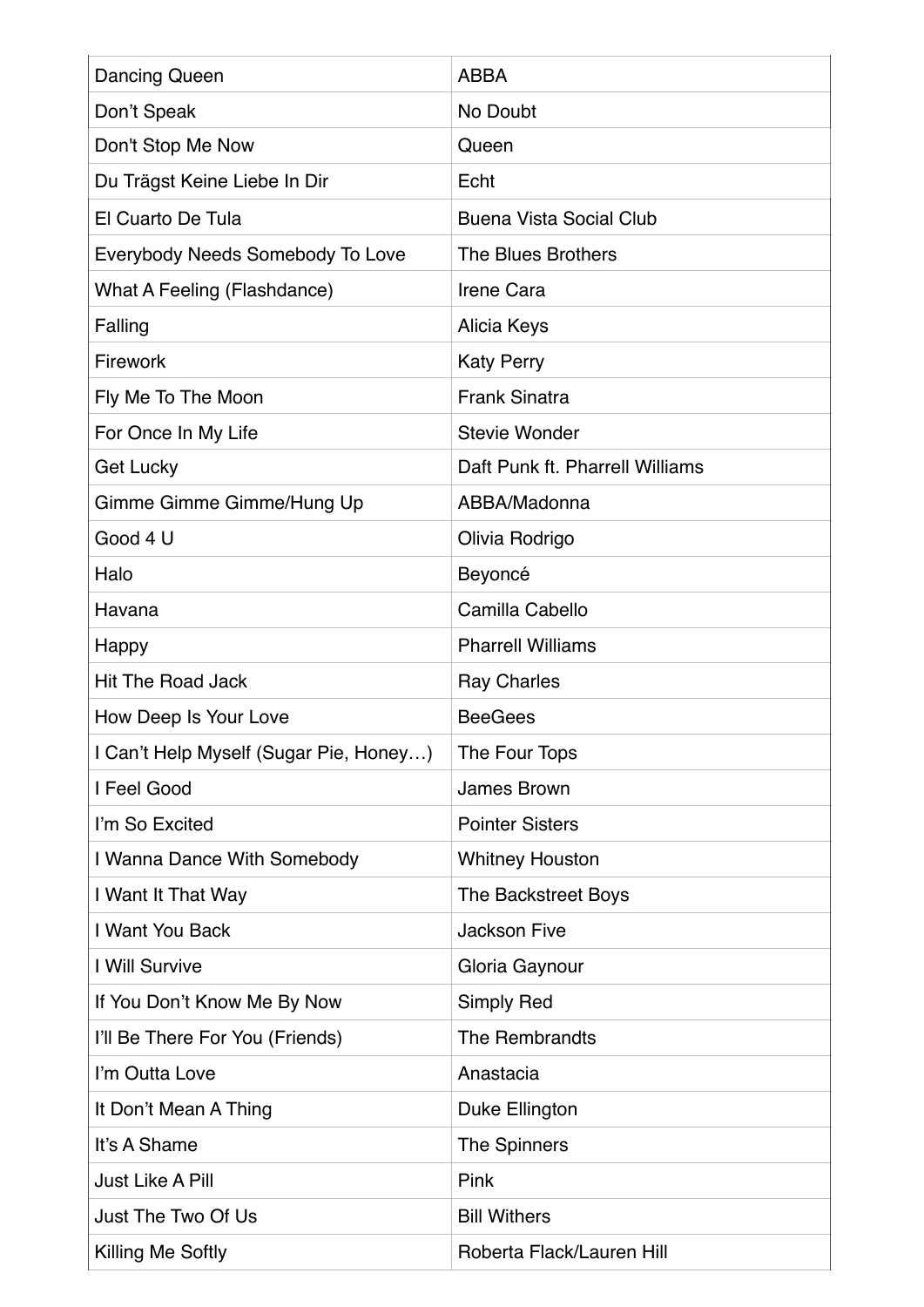| Dancing Queen | ABBA |
| --- | --- |
| Don’t Speak | No Doubt |
| Don't Stop Me Now | Queen |
| Du Trägst Keine Liebe In Dir | Echt |
| El Cuarto De Tula | Buena Vista Social Club |
| Everybody Needs Somebody To Love | The Blues Brothers |
| What A Feeling (Flashdance) | Irene Cara |
| Falling | Alicia Keys |
| Firework | Katy Perry |
| Fly Me To The Moon | Frank Sinatra |
| For Once In My Life | Stevie Wonder |
| Get Lucky | Daft Punk ft. Pharrell Williams |
| Gimme Gimme Gimme/Hung Up | ABBA/Madonna |
| Good 4 U | Olivia Rodrigo |
| Halo | Beyoncé |
| Havana | Camilla Cabello |
| Happy | Pharrell Williams |
| Hit The Road Jack | Ray Charles |
| How Deep Is Your Love | BeeGees |
| I Can’t Help Myself (Sugar Pie, Honey…) | The Four Tops |
| I Feel Good | James Brown |
| I’m So Excited | Pointer Sisters |
| I Wanna Dance With Somebody | Whitney Houston |
| I Want It That Way | The Backstreet Boys |
| I Want You Back | Jackson Five |
| I Will Survive | Gloria Gaynour |
| If You Don’t Know Me By Now | Simply Red |
| I’ll Be There For You (Friends) | The Rembrandts |
| I’m Outta Love | Anastacia |
| It Don’t Mean A Thing | Duke Ellington |
| It’s A Shame | The Spinners |
| Just Like A Pill | Pink |
| Just The Two Of Us | Bill Withers |
| Killing Me Softly | Roberta Flack/Lauren Hill |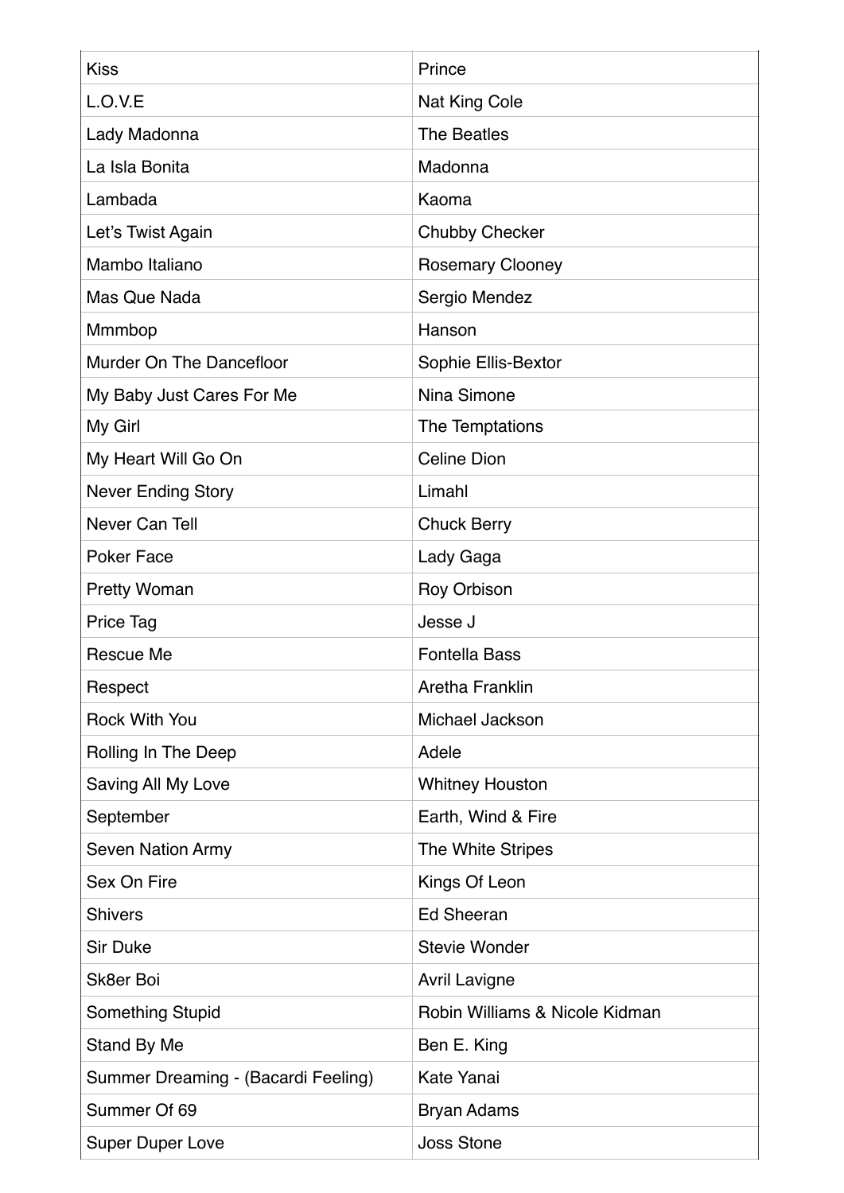| | |
|---|---|
| Kiss | Prince |
| L.O.V.E | Nat King Cole |
| Lady Madonna | The Beatles |
| La Isla Bonita | Madonna |
| Lambada | Kaoma |
| Let's Twist Again | Chubby Checker |
| Mambo Italiano | Rosemary Clooney |
| Mas Que Nada | Sergio Mendez |
| Mmmbop | Hanson |
| Murder On The Dancefloor | Sophie Ellis-Bextor |
| My Baby Just Cares For Me | Nina Simone |
| My Girl | The Temptations |
| My Heart Will Go On | Celine Dion |
| Never Ending Story | Limahl |
| Never Can Tell | Chuck Berry |
| Poker Face | Lady Gaga |
| Pretty Woman | Roy Orbison |
| Price Tag | Jesse J |
| Rescue Me | Fontella Bass |
| Respect | Aretha Franklin |
| Rock With You | Michael Jackson |
| Rolling In The Deep | Adele |
| Saving All My Love | Whitney Houston |
| September | Earth, Wind & Fire |
| Seven Nation Army | The White Stripes |
| Sex On Fire | Kings Of Leon |
| Shivers | Ed Sheeran |
| Sir Duke | Stevie Wonder |
| Sk8er Boi | Avril Lavigne |
| Something Stupid | Robin Williams & Nicole Kidman |
| Stand By Me | Ben E. King |
| Summer Dreaming - (Bacardi Feeling) | Kate Yanai |
| Summer Of 69 | Bryan Adams |
| Super Duper Love | Joss Stone |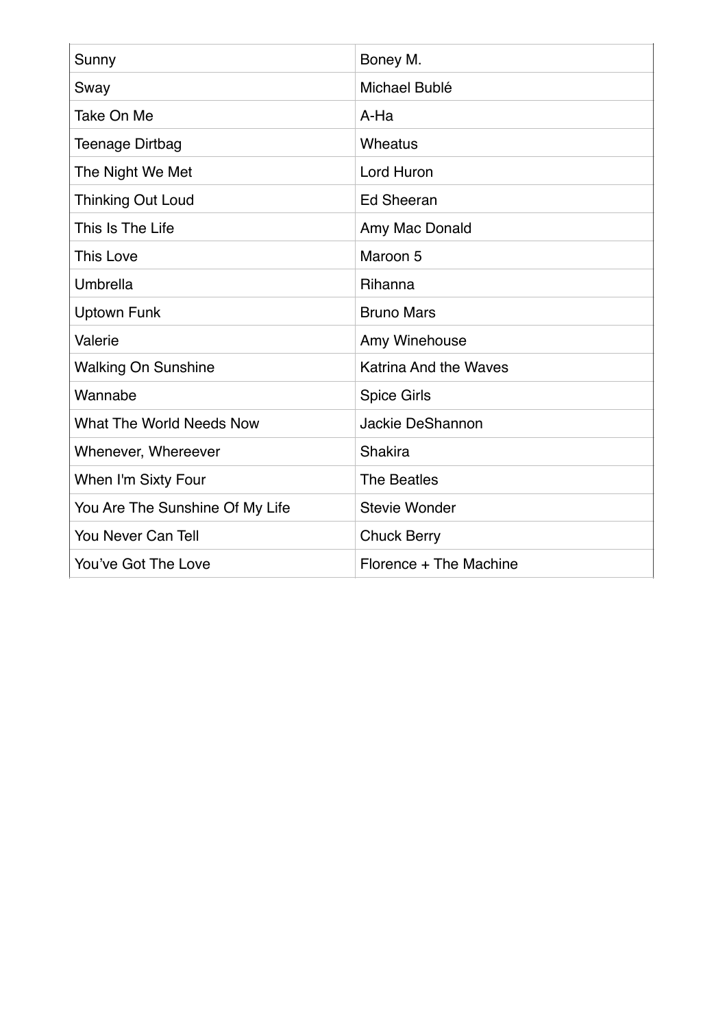| | |
|---|---|
| Sunny | Boney M. |
| Sway | Michael Bublé |
| Take On Me | A-Ha |
| Teenage Dirtbag | Wheatus |
| The Night We Met | Lord Huron |
| Thinking Out Loud | Ed Sheeran |
| This Is The Life | Amy Mac Donald |
| This Love | Maroon 5 |
| Umbrella | Rihanna |
| Uptown Funk | Bruno Mars |
| Valerie | Amy Winehouse |
| Walking On Sunshine | Katrina And the Waves |
| Wannabe | Spice Girls |
| What The World Needs Now | Jackie DeShannon |
| Whenever, Whereever | Shakira |
| When I'm Sixty Four | The Beatles |
| You Are The Sunshine Of My Life | Stevie Wonder |
| You Never Can Tell | Chuck Berry |
| You've Got The Love | Florence + The Machine |